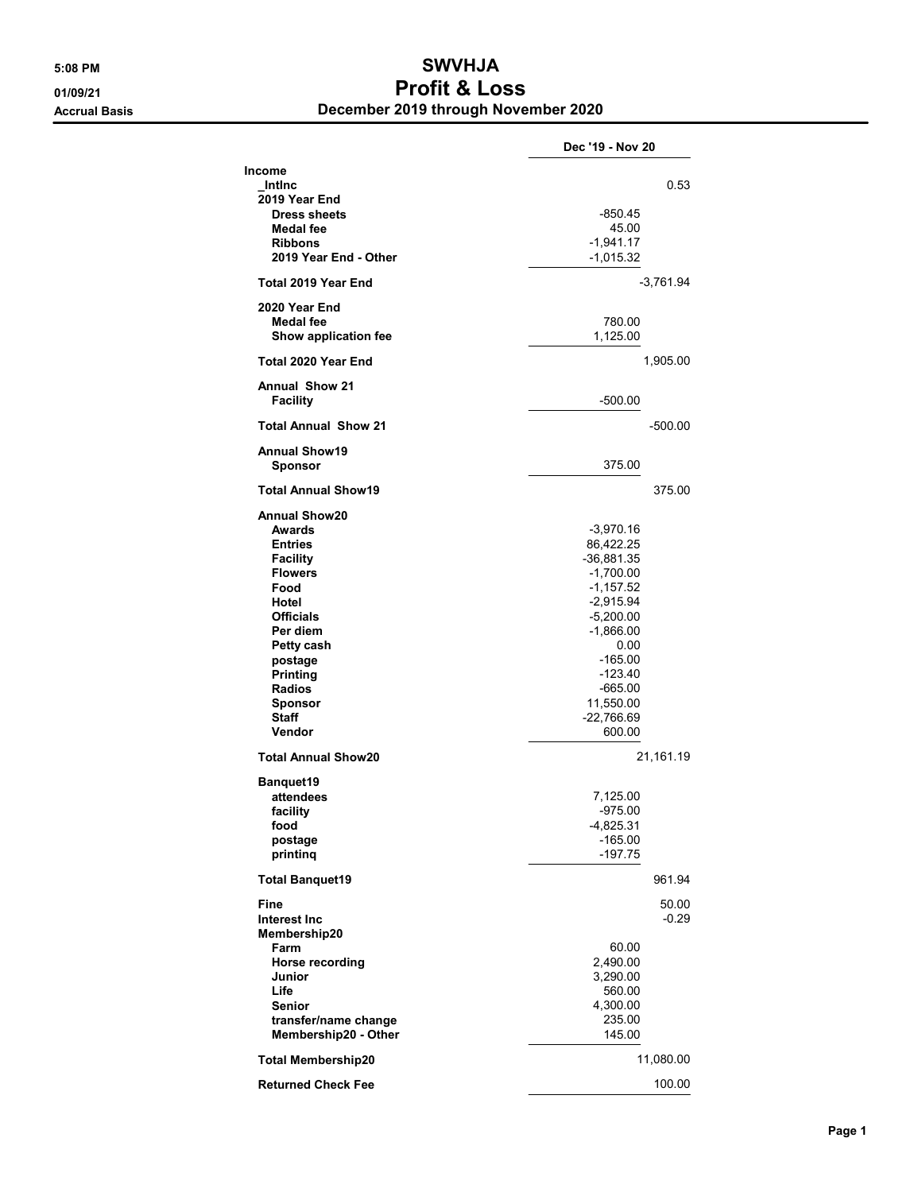**5:08 PM**
**01/09/21**
**Accrual Basis**

# SWVHJA
# Profit & Loss
## December 2019 through November 2020

| | | Dec '19 - Nov 20 |
|---|---|---|
| **Income** | | |
| **_IntInc** | | 0.53 |
| **2019 Year End** | | |
| **Dress sheets** | -850.45 | |
| **Medal fee** | 45.00 | |
| **Ribbons** | -1,941.17 | |
| **2019 Year End - Other** | -1,015.32 | |
| **Total 2019 Year End** | | -3,761.94 |
| **2020 Year End** | | |
| **Medal fee** | 780.00 | |
| **Show application fee** | 1,125.00 | |
| **Total 2020 Year End** | | 1,905.00 |
| **Annual Show 21** | | |
| **Facility** | -500.00 | |
| **Total Annual Show 21** | | -500.00 |
| **Annual Show19** | | |
| **Sponsor** | 375.00 | |
| **Total Annual Show19** | | 375.00 |
| **Annual Show20** | | |
| **Awards** | -3,970.16 | |
| **Entries** | 86,422.25 | |
| **Facility** | -36,881.35 | |
| **Flowers** | -1,700.00 | |
| **Food** | -1,157.52 | |
| **Hotel** | -2,915.94 | |
| **Officials** | -5,200.00 | |
| **Per diem** | -1,866.00 | |
| **Petty cash** | 0.00 | |
| **postage** | -165.00 | |
| **Printing** | -123.40 | |
| **Radios** | -665.00 | |
| **Sponsor** | 11,550.00 | |
| **Staff** | -22,766.69 | |
| **Vendor** | 600.00 | |
| **Total Annual Show20** | | 21,161.19 |
| **Banquet19** | | |
| **attendees** | 7,125.00 | |
| **facility** | -975.00 | |
| **food** | -4,825.31 | |
| **postage** | -165.00 | |
| **printinq** | -197.75 | |
| **Total Banquet19** | | 961.94 |
| **Fine** | | 50.00 |
| **Interest Inc** | | -0.29 |
| **Membership20** | | |
| **Farm** | 60.00 | |
| **Horse recording** | 2,490.00 | |
| **Junior** | 3,290.00 | |
| **Life** | 560.00 | |
| **Senior** | 4,300.00 | |
| **transfer/name change** | 235.00 | |
| **Membership20 - Other** | 145.00 | |
| **Total Membership20** | | 11,080.00 |
| **Returned Check Fee** | | 100.00 |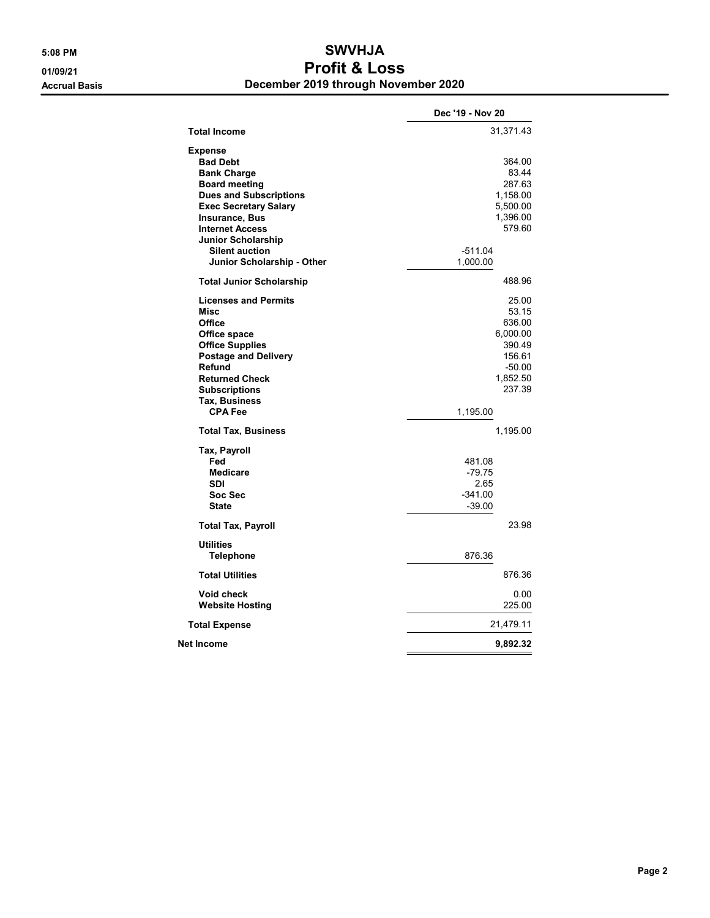# SWVHJA
## Profit & Loss
### December 2019 through November 2020

5:08 PM
01/09/21
Accrual Basis

| | | Dec '19 - Nov 20 |
|---|---|---|
| **Total Income** | | 31,371.43 |
| **Expense** | | |
| **Bad Debt** | | 364.00 |
| **Bank Charge** | | 83.44 |
| **Board meeting** | | 287.63 |
| **Dues and Subscriptions** | | 1,158.00 |
| **Exec Secretary Salary** | | 5,500.00 |
| **Insurance, Bus** | | 1,396.00 |
| **Internet Access** | | 579.60 |
| **Junior Scholarship** | | |
| **Silent auction** | -511.04 | |
| **Junior Scholarship - Other** | 1,000.00 | |
| **Total Junior Scholarship** | | 488.96 |
| **Licenses and Permits** | | 25.00 |
| **Misc** | | 53.15 |
| **Office** | | 636.00 |
| **Office space** | | 6,000.00 |
| **Office Supplies** | | 390.49 |
| **Postage and Delivery** | | 156.61 |
| **Refund** | | -50.00 |
| **Returned Check** | | 1,852.50 |
| **Subscriptions** | | 237.39 |
| **Tax, Business** | | |
| **CPA Fee** | 1,195.00 | |
| **Total Tax, Business** | | 1,195.00 |
| **Tax, Payroll** | | |
| **Fed** | 481.08 | |
| **Medicare** | -79.75 | |
| **SDI** | 2.65 | |
| **Soc Sec** | -341.00 | |
| **State** | -39.00 | |
| **Total Tax, Payroll** | | 23.98 |
| **Utilities** | | |
| **Telephone** | 876.36 | |
| **Total Utilities** | | 876.36 |
| **Void check** | | 0.00 |
| **Website Hosting** | | 225.00 |
| **Total Expense** | | 21,479.11 |
| **Net Income** | | **9,892.32** |